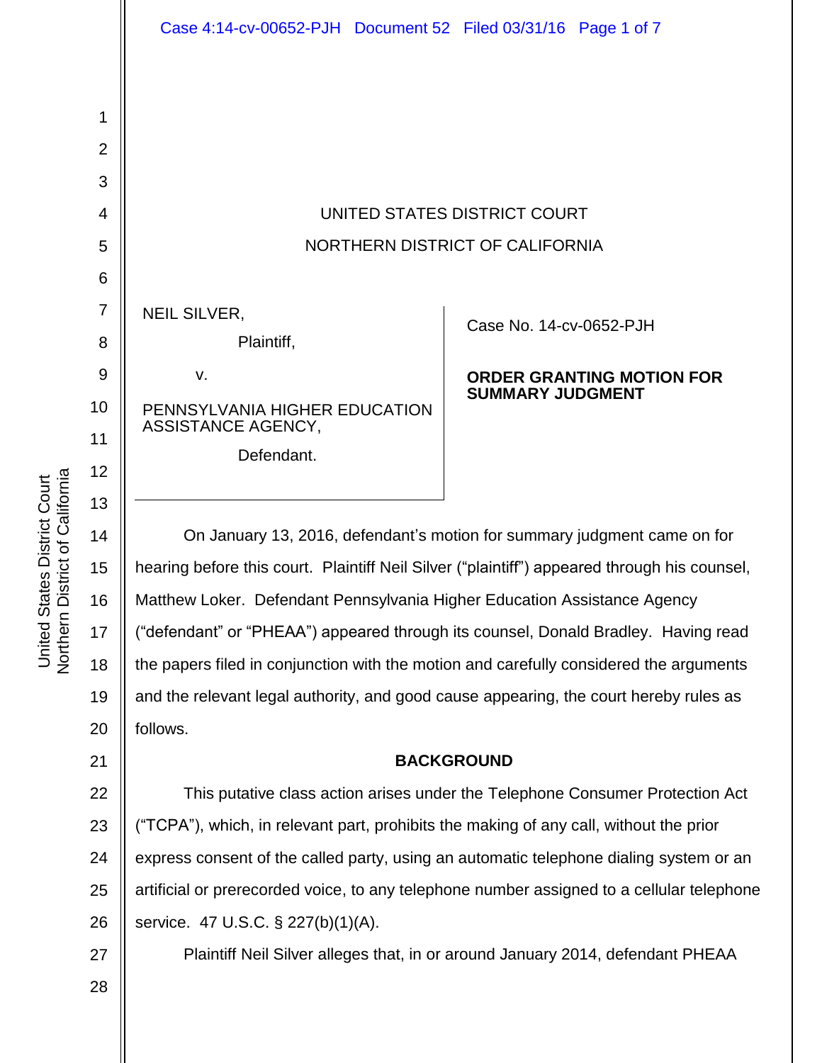UNITED STATES DISTRICT COURT

NORTHERN DISTRICT OF CALIFORNIA

NEIL SILVER,

Plaintiff,

v.

PENNSYLVANIA HIGHER EDUCATION ASSISTANCE AGENCY,

Defendant.

Case No. 14-cv-0652-PJH

**ORDER GRANTING MOTION FOR SUMMARY JUDGMENT**

On January 13, 2016, defendant's motion for summary judgment came on for hearing before this court. Plaintiff Neil Silver ("plaintiff") appeared through his counsel, Matthew Loker. Defendant Pennsylvania Higher Education Assistance Agency ("defendant" or "PHEAA") appeared through its counsel, Donald Bradley. Having read the papers filed in conjunction with the motion and carefully considered the arguments and the relevant legal authority, and good cause appearing, the court hereby rules as follows.

**BACKGROUND**

This putative class action arises under the Telephone Consumer Protection Act ("TCPA"), which, in relevant part, prohibits the making of any call, without the prior express consent of the called party, using an automatic telephone dialing system or an artificial or prerecorded voice, to any telephone number assigned to a cellular telephone service. 47 U.S.C. § 227(b)(1)(A).

Plaintiff Neil Silver alleges that, in or around January 2014, defendant PHEAA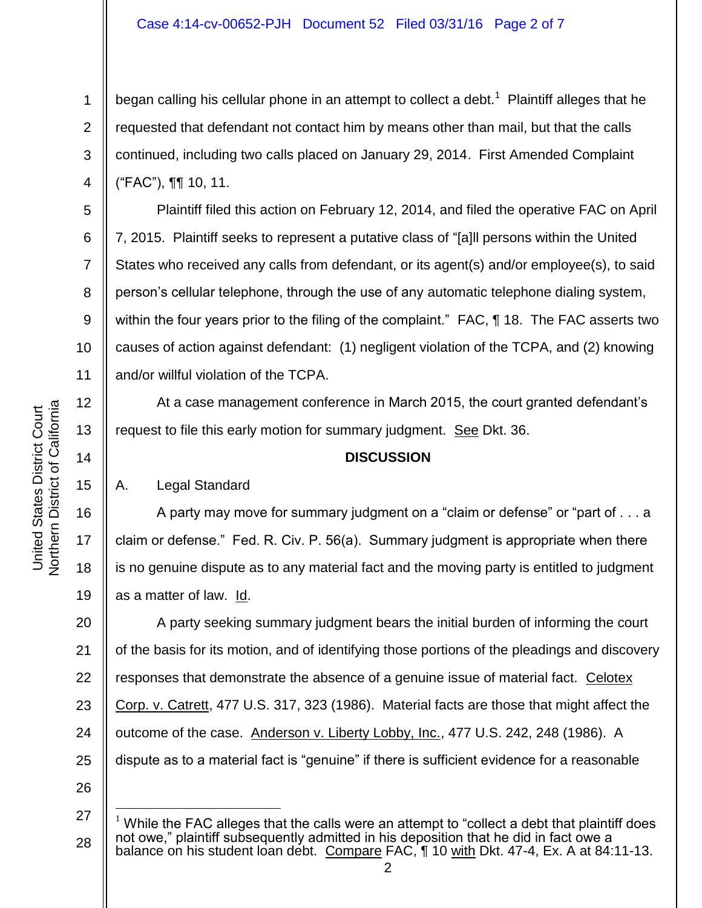began calling his cellular phone in an attempt to collect a debt.[1] Plaintiff alleges that he requested that defendant not contact him by means other than mail, but that the calls continued, including two calls placed on January 29, 2014. First Amended Complaint ("FAC"), ¶¶ 10, 11.

Plaintiff filed this action on February 12, 2014, and filed the operative FAC on April 7, 2015. Plaintiff seeks to represent a putative class of "[a]ll persons within the United States who received any calls from defendant, or its agent(s) and/or employee(s), to said person's cellular telephone, through the use of any automatic telephone dialing system, within the four years prior to the filing of the complaint." FAC, ¶ 18. The FAC asserts two causes of action against defendant: (1) negligent violation of the TCPA, and (2) knowing and/or willful violation of the TCPA.

At a case management conference in March 2015, the court granted defendant's request to file this early motion for summary judgment. See Dkt. 36.

## DISCUSSION

### A. Legal Standard

A party may move for summary judgment on a "claim or defense" or "part of . . . a claim or defense." Fed. R. Civ. P. 56(a). Summary judgment is appropriate when there is no genuine dispute as to any material fact and the moving party is entitled to judgment as a matter of law. Id.

A party seeking summary judgment bears the initial burden of informing the court of the basis for its motion, and of identifying those portions of the pleadings and discovery responses that demonstrate the absence of a genuine issue of material fact. Celotex Corp. v. Catrett, 477 U.S. 317, 323 (1986). Material facts are those that might affect the outcome of the case. Anderson v. Liberty Lobby, Inc., 477 U.S. 242, 248 (1986). A dispute as to a material fact is "genuine" if there is sufficient evidence for a reasonable

---

[1] While the FAC alleges that the calls were an attempt to "collect a debt that plaintiff does not owe," plaintiff subsequently admitted in his deposition that he did in fact owe a balance on his student loan debt. Compare FAC, ¶ 10 with Dkt. 47-4, Ex. A at 84:11-13.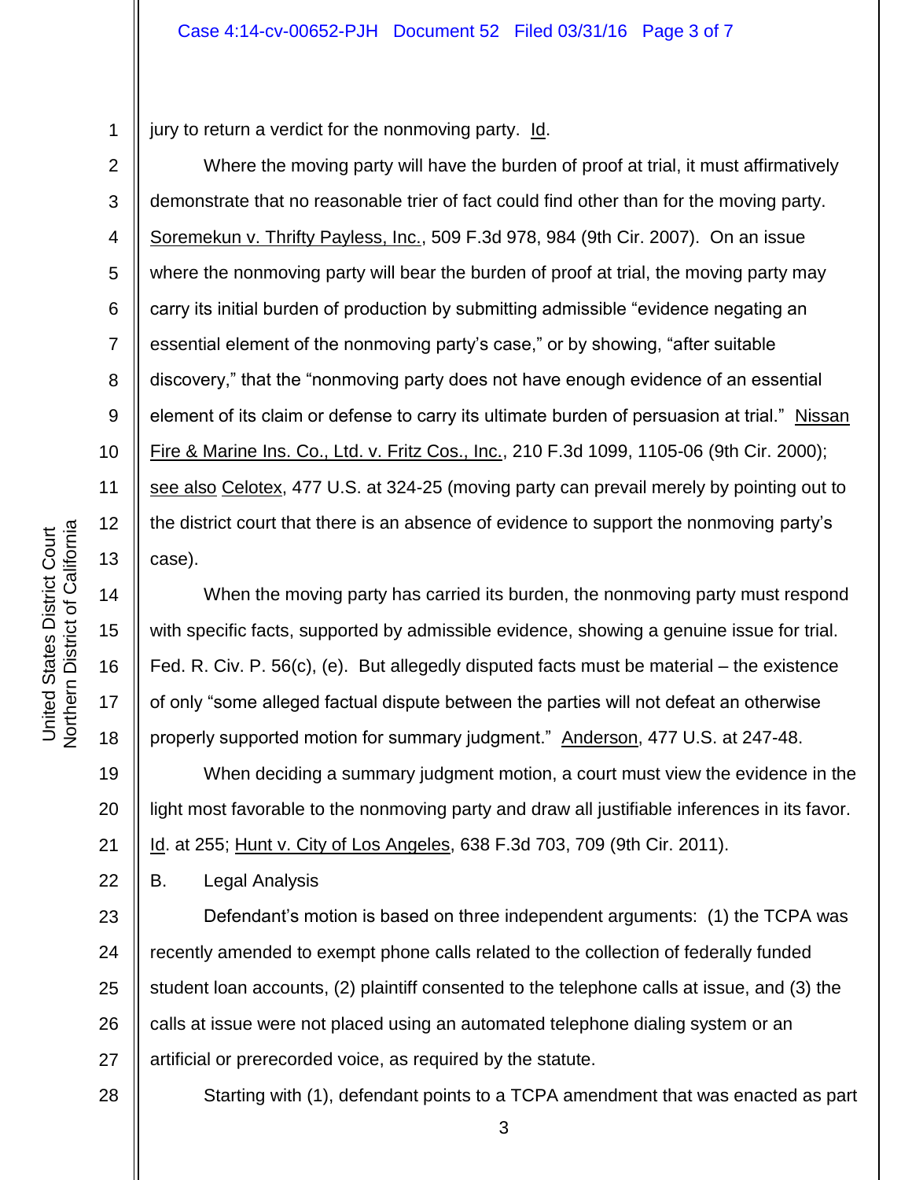jury to return a verdict for the nonmoving party. Id.

Where the moving party will have the burden of proof at trial, it must affirmatively demonstrate that no reasonable trier of fact could find other than for the moving party. Soremekun v. Thrifty Payless, Inc., 509 F.3d 978, 984 (9th Cir. 2007). On an issue where the nonmoving party will bear the burden of proof at trial, the moving party may carry its initial burden of production by submitting admissible "evidence negating an essential element of the nonmoving party's case," or by showing, "after suitable discovery," that the "nonmoving party does not have enough evidence of an essential element of its claim or defense to carry its ultimate burden of persuasion at trial." Nissan Fire & Marine Ins. Co., Ltd. v. Fritz Cos., Inc., 210 F.3d 1099, 1105-06 (9th Cir. 2000); see also Celotex, 477 U.S. at 324-25 (moving party can prevail merely by pointing out to the district court that there is an absence of evidence to support the nonmoving party's case).

When the moving party has carried its burden, the nonmoving party must respond with specific facts, supported by admissible evidence, showing a genuine issue for trial. Fed. R. Civ. P. 56(c), (e). But allegedly disputed facts must be material – the existence of only "some alleged factual dispute between the parties will not defeat an otherwise properly supported motion for summary judgment." Anderson, 477 U.S. at 247-48.

When deciding a summary judgment motion, a court must view the evidence in the light most favorable to the nonmoving party and draw all justifiable inferences in its favor. Id. at 255; Hunt v. City of Los Angeles, 638 F.3d 703, 709 (9th Cir. 2011).

B. Legal Analysis

Defendant's motion is based on three independent arguments: (1) the TCPA was recently amended to exempt phone calls related to the collection of federally funded student loan accounts, (2) plaintiff consented to the telephone calls at issue, and (3) the calls at issue were not placed using an automated telephone dialing system or an artificial or prerecorded voice, as required by the statute.

Starting with (1), defendant points to a TCPA amendment that was enacted as part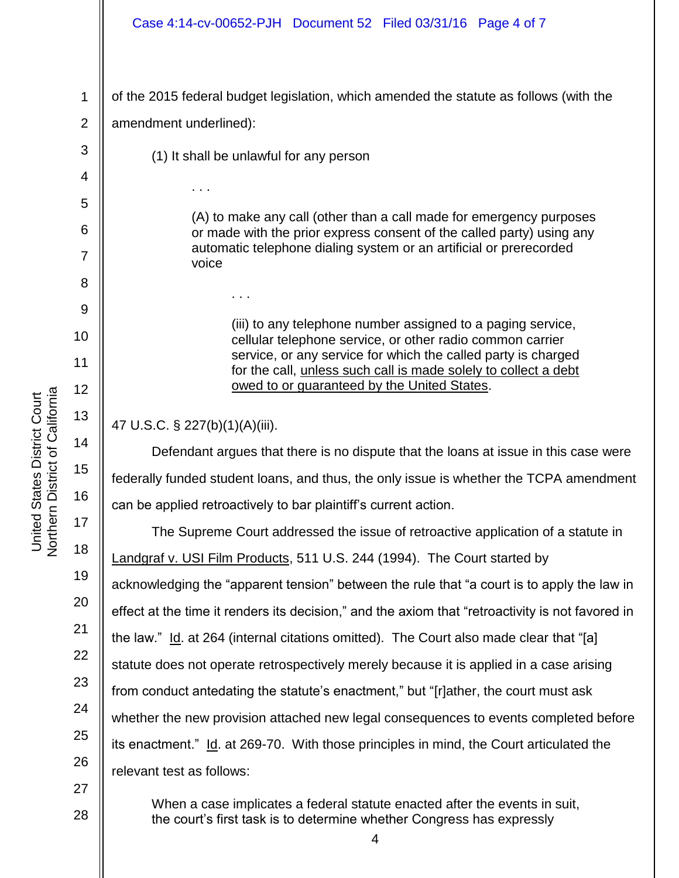of the 2015 federal budget legislation, which amended the statute as follows (with the amendment underlined):

> (1) It shall be unlawful for any person
>
> > . . .
> >
> > (A) to make any call (other than a call made for emergency purposes or made with the prior express consent of the called party) using any automatic telephone dialing system or an artificial or prerecorded voice
> >
> > > . . .
> > >
> > > (iii) to any telephone number assigned to a paging service, cellular telephone service, or other radio common carrier service, or any service for which the called party is charged for the call, <u>unless such call is made solely to collect a debt owed to or guaranteed by the United States</u>.

47 U.S.C. § 227(b)(1)(A)(iii).

Defendant argues that there is no dispute that the loans at issue in this case were federally funded student loans, and thus, the only issue is whether the TCPA amendment can be applied retroactively to bar plaintiff's current action.

The Supreme Court addressed the issue of retroactive application of a statute in <u>Landgraf v. USI Film Products</u>, 511 U.S. 244 (1994). The Court started by acknowledging the "apparent tension" between the rule that "a court is to apply the law in effect at the time it renders its decision," and the axiom that "retroactivity is not favored in the law." <u>Id</u>. at 264 (internal citations omitted). The Court also made clear that "[a] statute does not operate retrospectively merely because it is applied in a case arising from conduct antedating the statute's enactment," but "[r]ather, the court must ask whether the new provision attached new legal consequences to events completed before its enactment." <u>Id</u>. at 269-70. With those principles in mind, the Court articulated the relevant test as follows:

> When a case implicates a federal statute enacted after the events in suit, the court's first task is to determine whether Congress has expressly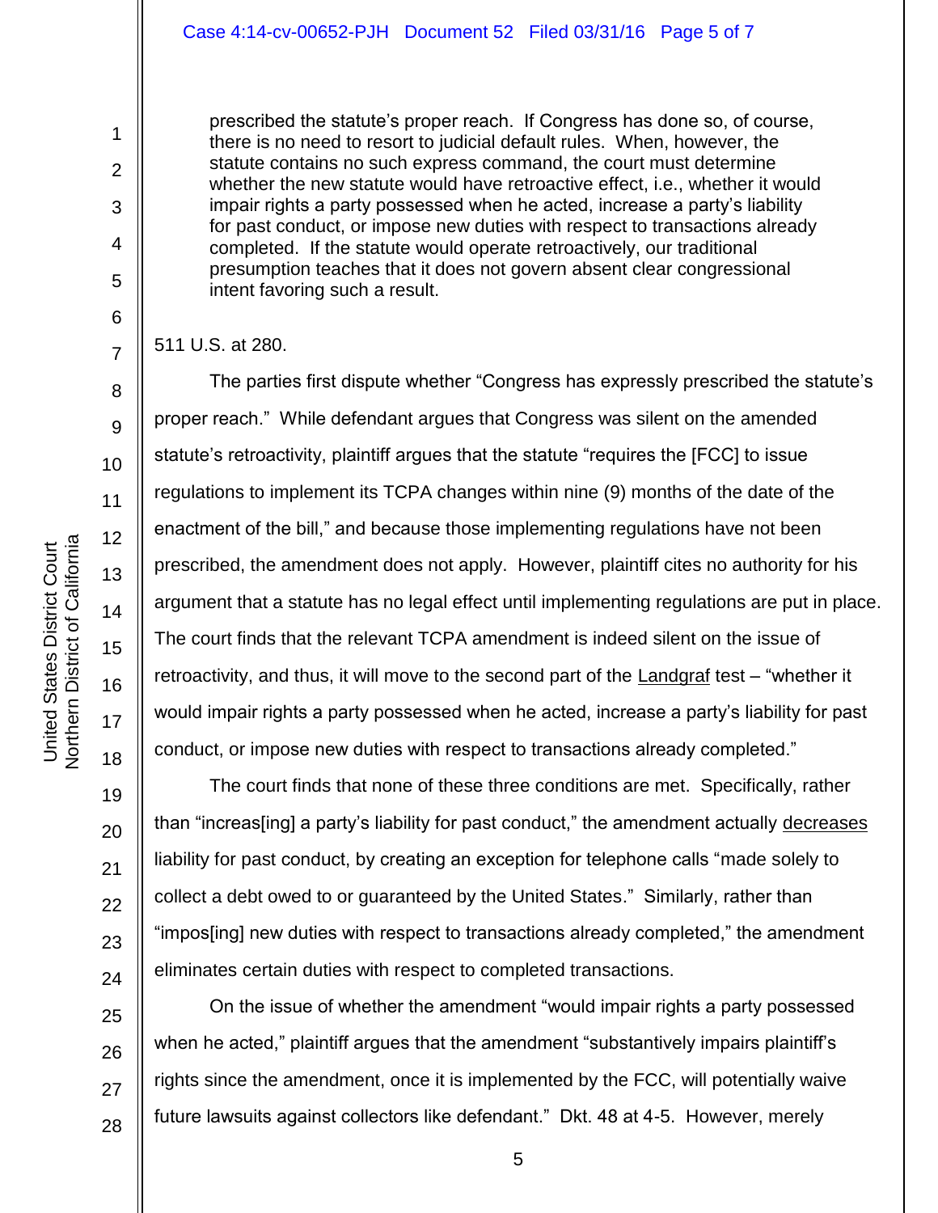> prescribed the statute's proper reach. If Congress has done so, of course, there is no need to resort to judicial default rules. When, however, the statute contains no such express command, the court must determine whether the new statute would have retroactive effect, i.e., whether it would impair rights a party possessed when he acted, increase a party's liability for past conduct, or impose new duties with respect to transactions already completed. If the statute would operate retroactively, our traditional presumption teaches that it does not govern absent clear congressional intent favoring such a result.

511 U.S. at 280.

The parties first dispute whether "Congress has expressly prescribed the statute's proper reach." While defendant argues that Congress was silent on the amended statute's retroactivity, plaintiff argues that the statute "requires the [FCC] to issue regulations to implement its TCPA changes within nine (9) months of the date of the enactment of the bill," and because those implementing regulations have not been prescribed, the amendment does not apply. However, plaintiff cites no authority for his argument that a statute has no legal effect until implementing regulations are put in place. The court finds that the relevant TCPA amendment is indeed silent on the issue of retroactivity, and thus, it will move to the second part of the Landgraf test – "whether it would impair rights a party possessed when he acted, increase a party's liability for past conduct, or impose new duties with respect to transactions already completed."

The court finds that none of these three conditions are met. Specifically, rather than "increas[ing] a party's liability for past conduct," the amendment actually decreases liability for past conduct, by creating an exception for telephone calls "made solely to collect a debt owed to or guaranteed by the United States." Similarly, rather than "impos[ing] new duties with respect to transactions already completed," the amendment eliminates certain duties with respect to completed transactions.

On the issue of whether the amendment "would impair rights a party possessed when he acted," plaintiff argues that the amendment "substantively impairs plaintiff's rights since the amendment, once it is implemented by the FCC, will potentially waive future lawsuits against collectors like defendant." Dkt. 48 at 4-5. However, merely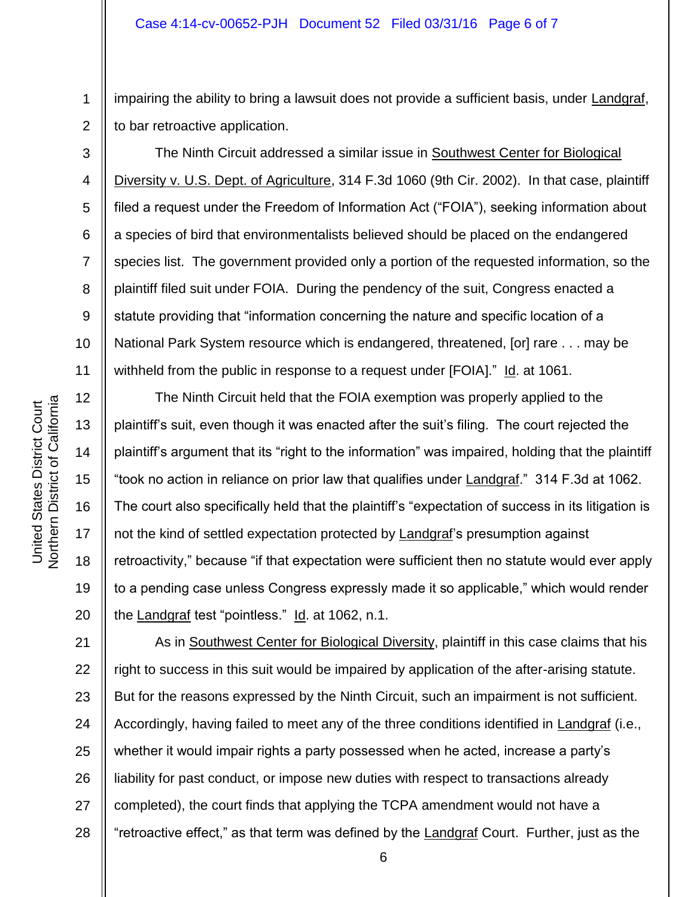impairing the ability to bring a lawsuit does not provide a sufficient basis, under Landgraf, to bar retroactive application.

The Ninth Circuit addressed a similar issue in Southwest Center for Biological Diversity v. U.S. Dept. of Agriculture, 314 F.3d 1060 (9th Cir. 2002). In that case, plaintiff filed a request under the Freedom of Information Act ("FOIA"), seeking information about a species of bird that environmentalists believed should be placed on the endangered species list. The government provided only a portion of the requested information, so the plaintiff filed suit under FOIA. During the pendency of the suit, Congress enacted a statute providing that "information concerning the nature and specific location of a National Park System resource which is endangered, threatened, [or] rare . . . may be withheld from the public in response to a request under [FOIA]." Id. at 1061.

The Ninth Circuit held that the FOIA exemption was properly applied to the plaintiff's suit, even though it was enacted after the suit's filing. The court rejected the plaintiff's argument that its "right to the information" was impaired, holding that the plaintiff "took no action in reliance on prior law that qualifies under Landgraf." 314 F.3d at 1062. The court also specifically held that the plaintiff's "expectation of success in its litigation is not the kind of settled expectation protected by Landgraf's presumption against retroactivity," because "if that expectation were sufficient then no statute would ever apply to a pending case unless Congress expressly made it so applicable," which would render the Landgraf test "pointless." Id. at 1062, n.1.

As in Southwest Center for Biological Diversity, plaintiff in this case claims that his right to success in this suit would be impaired by application of the after-arising statute. But for the reasons expressed by the Ninth Circuit, such an impairment is not sufficient. Accordingly, having failed to meet any of the three conditions identified in Landgraf (i.e., whether it would impair rights a party possessed when he acted, increase a party's liability for past conduct, or impose new duties with respect to transactions already completed), the court finds that applying the TCPA amendment would not have a "retroactive effect," as that term was defined by the Landgraf Court. Further, just as the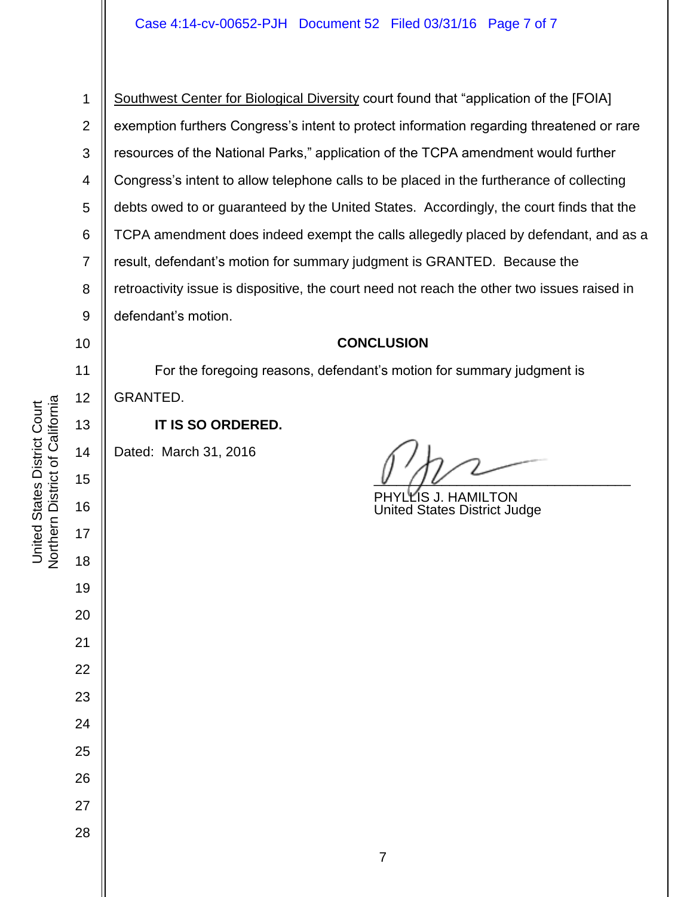Southwest Center for Biological Diversity court found that "application of the [FOIA] exemption furthers Congress's intent to protect information regarding threatened or rare resources of the National Parks," application of the TCPA amendment would further Congress's intent to allow telephone calls to be placed in the furtherance of collecting debts owed to or guaranteed by the United States. Accordingly, the court finds that the TCPA amendment does indeed exempt the calls allegedly placed by defendant, and as a result, defendant's motion for summary judgment is GRANTED. Because the retroactivity issue is dispositive, the court need not reach the other two issues raised in defendant's motion.

**CONCLUSION**

For the foregoing reasons, defendant's motion for summary judgment is GRANTED.

**IT IS SO ORDERED.**

Dated: March 31, 2016

PHYLLIS J. HAMILTON
United States District Judge